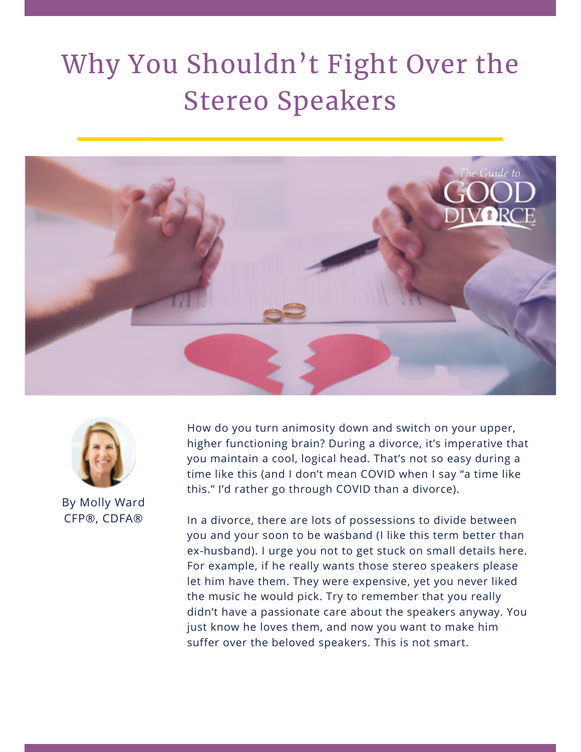# Why You Shouldn't Fight Over the Stereo Speakers

By Molly Ward
CFP®, CDFA®

How do you turn animosity down and switch on your upper, higher functioning brain? During a divorce, it's imperative that you maintain a cool, logical head. That's not so easy during a time like this (and I don't mean COVID when I say "a time like this." I'd rather go through COVID than a divorce).

In a divorce, there are lots of possessions to divide between you and your soon to be wasband (I like this term better than ex-husband). I urge you not to get stuck on small details here. For example, if he really wants those stereo speakers please let him have them. They were expensive, yet you never liked the music he would pick. Try to remember that you really didn't have a passionate care about the speakers anyway. You just know he loves them, and now you want to make him suffer over the beloved speakers. This is not smart.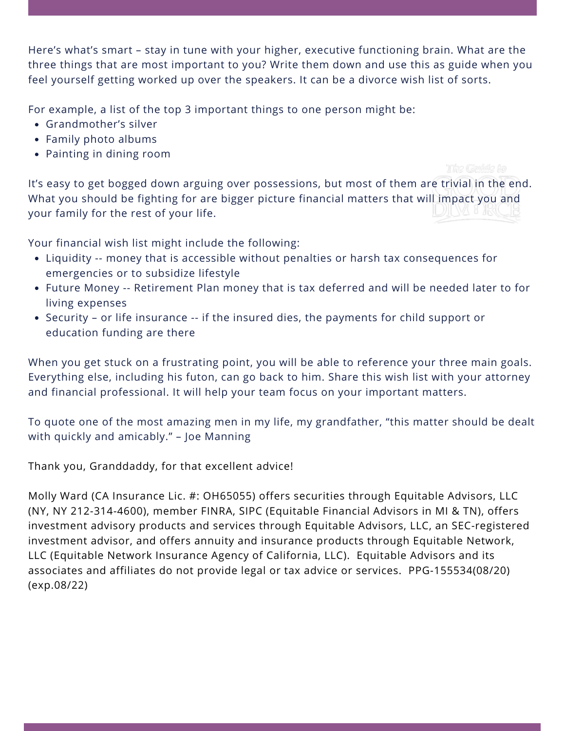Here's what's smart – stay in tune with your higher, executive functioning brain. What are the three things that are most important to you? Write them down and use this as guide when you feel yourself getting worked up over the speakers. It can be a divorce wish list of sorts.

For example, a list of the top 3 important things to one person might be:

- Grandmother's silver
- Family photo albums
- Painting in dining room

It's easy to get bogged down arguing over possessions, but most of them are trivial in the end. What you should be fighting for are bigger picture financial matters that will impact you and your family for the rest of your life.

Your financial wish list might include the following:

- Liquidity -- money that is accessible without penalties or harsh tax consequences for emergencies or to subsidize lifestyle
- Future Money -- Retirement Plan money that is tax deferred and will be needed later to for living expenses
- Security – or life insurance -- if the insured dies, the payments for child support or education funding are there

When you get stuck on a frustrating point, you will be able to reference your three main goals. Everything else, including his futon, can go back to him. Share this wish list with your attorney and financial professional. It will help your team focus on your important matters.

To quote one of the most amazing men in my life, my grandfather, "this matter should be dealt with quickly and amicably." – Joe Manning

Thank you, Granddaddy, for that excellent advice!

Molly Ward (CA Insurance Lic. #: OH65055) offers securities through Equitable Advisors, LLC (NY, NY 212-314-4600), member FINRA, SIPC (Equitable Financial Advisors in MI & TN), offers investment advisory products and services through Equitable Advisors, LLC, an SEC-registered investment advisor, and offers annuity and insurance products through Equitable Network, LLC (Equitable Network Insurance Agency of California, LLC). Equitable Advisors and its associates and affiliates do not provide legal or tax advice or services. PPG-155534(08/20) (exp.08/22)